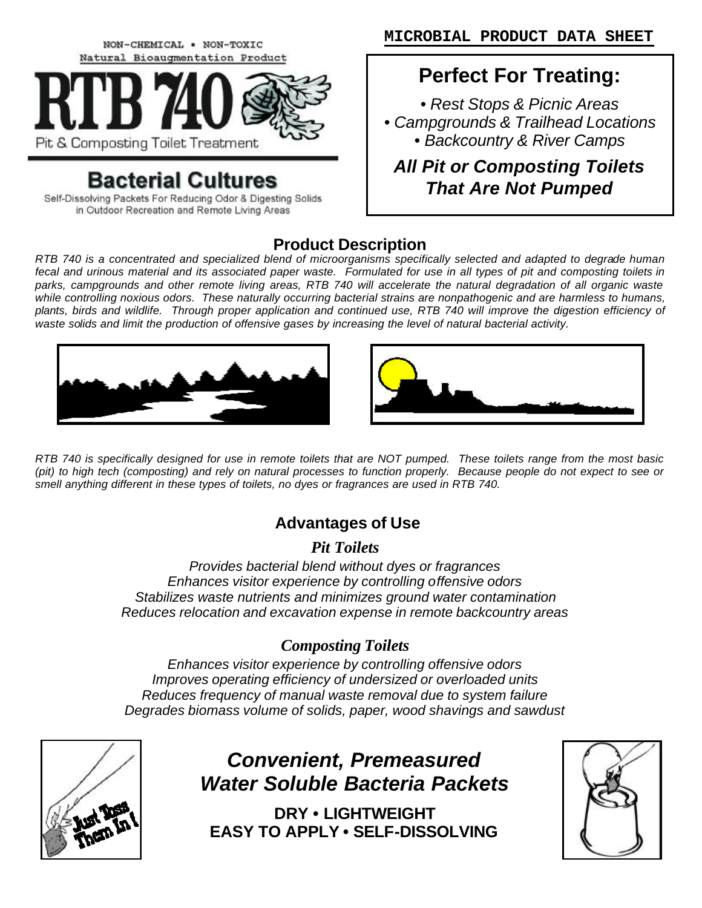NON-CHEMICAL • NON-TOXIC
Natural Bioaugmentation Product

# RTB 740

Pit & Composting Toilet Treatment

## Bacterial Cultures

Self-Dissolving Packets For Reducing Odor & Digesting Solids in Outdoor Recreation and Remote Living Areas

**MICROBIAL PRODUCT DATA SHEET**

## Perfect For Treating:

- *Rest Stops & Picnic Areas*
- *Campgrounds & Trailhead Locations*
- *Backcountry & River Camps*

***All Pit or Composting Toilets That Are Not Pumped***

## Product Description

*RTB 740 is a concentrated and specialized blend of microorganisms specifically selected and adapted to degrade human fecal and urinous material and its associated paper waste. Formulated for use in all types of pit and composting toilets in parks, campgrounds and other remote living areas, RTB 740 will accelerate the natural degradation of all organic waste while controlling noxious odors. These naturally occurring bacterial strains are nonpathogenic and are harmless to humans, plants, birds and wildlife. Through proper application and continued use, RTB 740 will improve the digestion efficiency of waste solids and limit the production of offensive gases by increasing the level of natural bacterial activity.*

*RTB 740 is specifically designed for use in remote toilets that are NOT pumped. These toilets range from the most basic (pit) to high tech (composting) and rely on natural processes to function properly. Because people do not expect to see or smell anything different in these types of toilets, no dyes or fragrances are used in RTB 740.*

## Advantages of Use

### *Pit Toilets*

*Provides bacterial blend without dyes or fragrances*
*Enhances visitor experience by controlling offensive odors*
*Stabilizes waste nutrients and minimizes ground water contamination*
*Reduces relocation and excavation expense in remote backcountry areas*

### *Composting Toilets*

*Enhances visitor experience by controlling offensive odors*
*Improves operating efficiency of undersized or overloaded units*
*Reduces frequency of manual waste removal due to system failure*
*Degrades biomass volume of solids, paper, wood shavings and sawdust*

Just Toss Them In!

## *Convenient, Premeasured Water Soluble Bacteria Packets*

**DRY • LIGHTWEIGHT**
**EASY TO APPLY • SELF-DISSOLVING**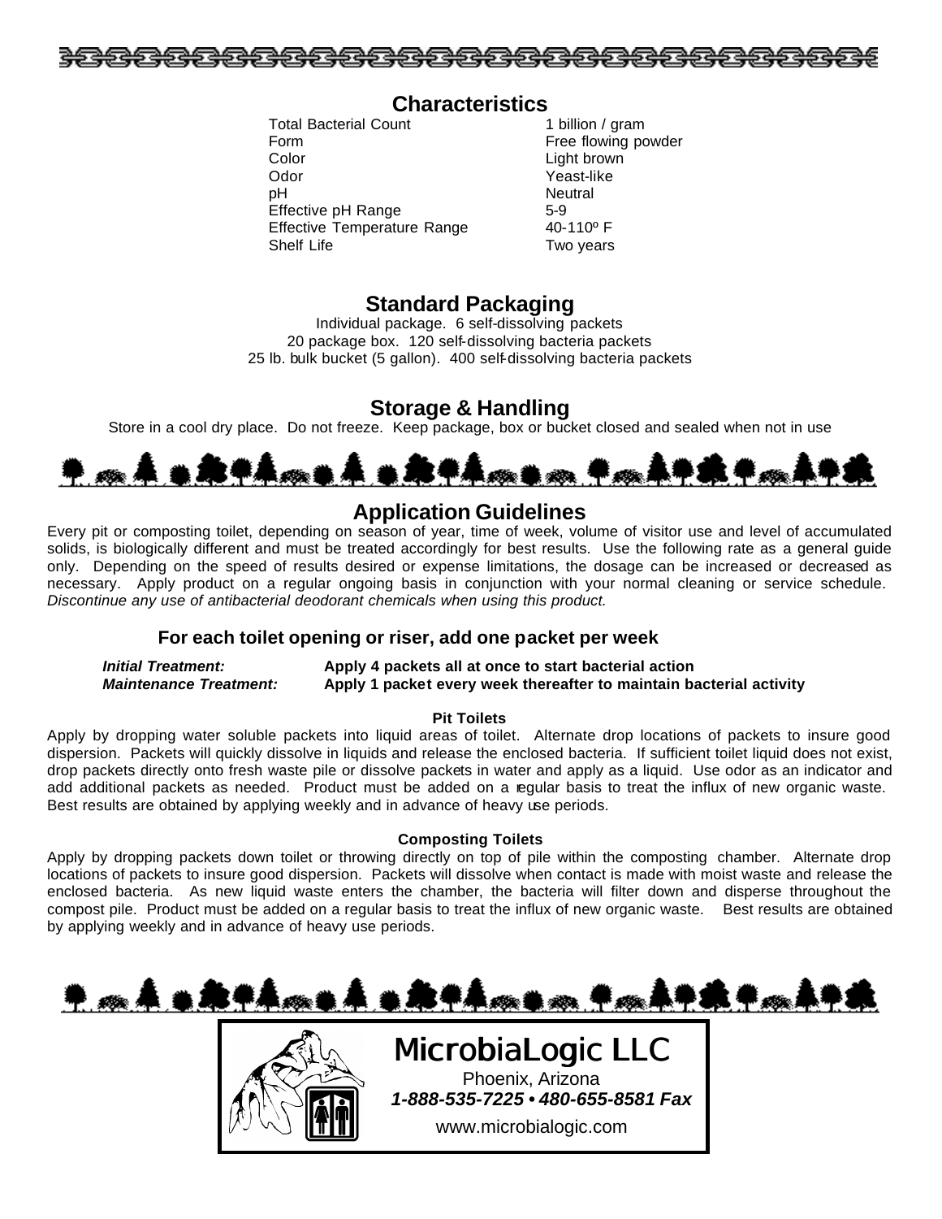## Characteristics

| | |
|---|---|
| Total Bacterial Count | 1 billion / gram |
| Form | Free flowing powder |
| Color | Light brown |
| Odor | Yeast-like |
| pH | Neutral |
| Effective pH Range | 5-9 |
| Effective Temperature Range | 40-110º F |
| Shelf Life | Two years |

## Standard Packaging

Individual package. 6 self-dissolving packets
20 package box. 120 self-dissolving bacteria packets
25 lb. bulk bucket (5 gallon). 400 self-dissolving bacteria packets

## Storage & Handling

Store in a cool dry place. Do not freeze. Keep package, box or bucket closed and sealed when not in use

## Application Guidelines

Every pit or composting toilet, depending on season of year, time of week, volume of visitor use and level of accumulated solids, is biologically different and must be treated accordingly for best results. Use the following rate as a general guide only. Depending on the speed of results desired or expense limitations, the dosage can be increased or decreased as necessary. Apply product on a regular ongoing basis in conjunction with your normal cleaning or service schedule. *Discontinue any use of antibacterial deodorant chemicals when using this product.*

### For each toilet opening or riser, add one packet per week

***Initial Treatment:*** **Apply 4 packets all at once to start bacterial action**
***Maintenance Treatment:*** **Apply 1 packet every week thereafter to maintain bacterial activity**

**Pit Toilets**

Apply by dropping water soluble packets into liquid areas of toilet. Alternate drop locations of packets to insure good dispersion. Packets will quickly dissolve in liquids and release the enclosed bacteria. If sufficient toilet liquid does not exist, drop packets directly onto fresh waste pile or dissolve packets in water and apply as a liquid. Use odor as an indicator and add additional packets as needed. Product must be added on a regular basis to treat the influx of new organic waste. Best results are obtained by applying weekly and in advance of heavy use periods.

**Composting Toilets**

Apply by dropping packets down toilet or throwing directly on top of pile within the composting chamber. Alternate drop locations of packets to insure good dispersion. Packets will dissolve when contact is made with moist waste and release the enclosed bacteria. As new liquid waste enters the chamber, the bacteria will filter down and disperse throughout the compost pile. Product must be added on a regular basis to treat the influx of new organic waste. Best results are obtained by applying weekly and in advance of heavy use periods.

**MicrobiaLogic LLC**
Phoenix, Arizona
***1-888-535-7225 • 480-655-8581 Fax***
www.microbialogic.com